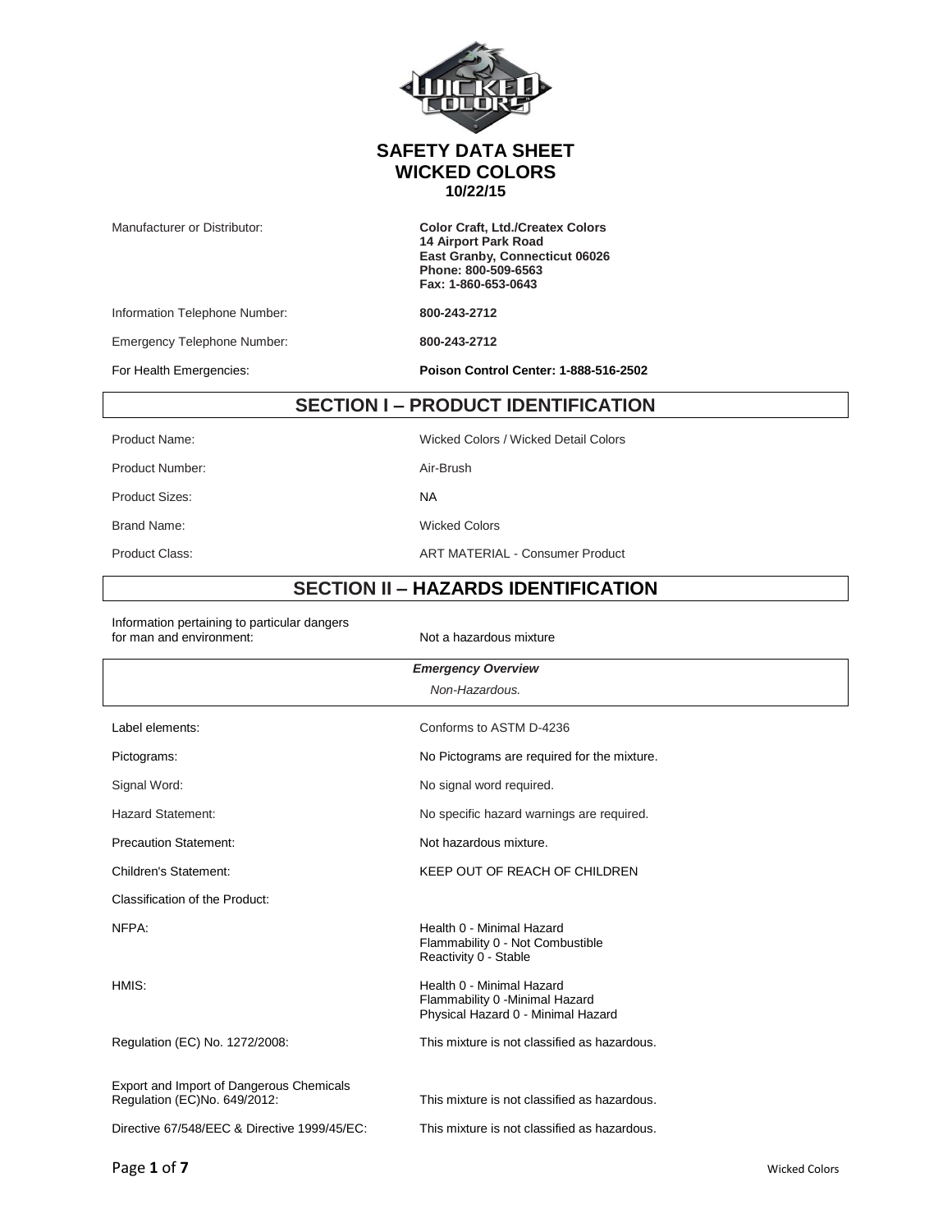# SAFETY DATA SHEET
# WICKED COLORS
**10/22/15**

| | |
|---|---|
| Manufacturer or Distributor: | **Color Craft, Ltd./Createx Colors**<br>**14 Airport Park Road**<br>**East Granby, Connecticut 06026**<br>**Phone: 800-509-6563**<br>**Fax: 1-860-653-0643** |
| Information Telephone Number: | **800-243-2712** |
| Emergency Telephone Number: | **800-243-2712** |
| For Health Emergencies: | **Poison Control Center: 1-888-516-2502** |

## SECTION I – PRODUCT IDENTIFICATION

| | |
|---|---|
| Product Name: | Wicked Colors / Wicked Detail Colors |
| Product Number: | Air-Brush |
| Product Sizes: | NA |
| Brand Name: | Wicked Colors |
| Product Class: | ART MATERIAL - Consumer Product |

## SECTION II – HAZARDS IDENTIFICATION

Information pertaining to particular dangers for man and environment: Not a hazardous mixture

***Emergency Overview***

*Non-Hazardous.*

| | |
|---|---|
| Label elements: | Conforms to ASTM D-4236 |
| Pictograms: | No Pictograms are required for the mixture. |
| Signal Word: | No signal word required. |
| Hazard Statement: | No specific hazard warnings are required. |
| Precaution Statement: | Not hazardous mixture. |
| Children's Statement: | KEEP OUT OF REACH OF CHILDREN |
| Classification of the Product: | |
| NFPA: | Health 0 - Minimal Hazard<br>Flammability 0 - Not Combustible<br>Reactivity 0 - Stable |
| HMIS: | Health 0 - Minimal Hazard<br>Flammability 0 -Minimal Hazard<br>Physical Hazard 0 - Minimal Hazard |
| Regulation (EC) No. 1272/2008: | This mixture is not classified as hazardous. |
| Export and Import of Dangerous Chemicals Regulation (EC)No. 649/2012: | This mixture is not classified as hazardous. |
| Directive 67/548/EEC & Directive 1999/45/EC: | This mixture is not classified as hazardous. |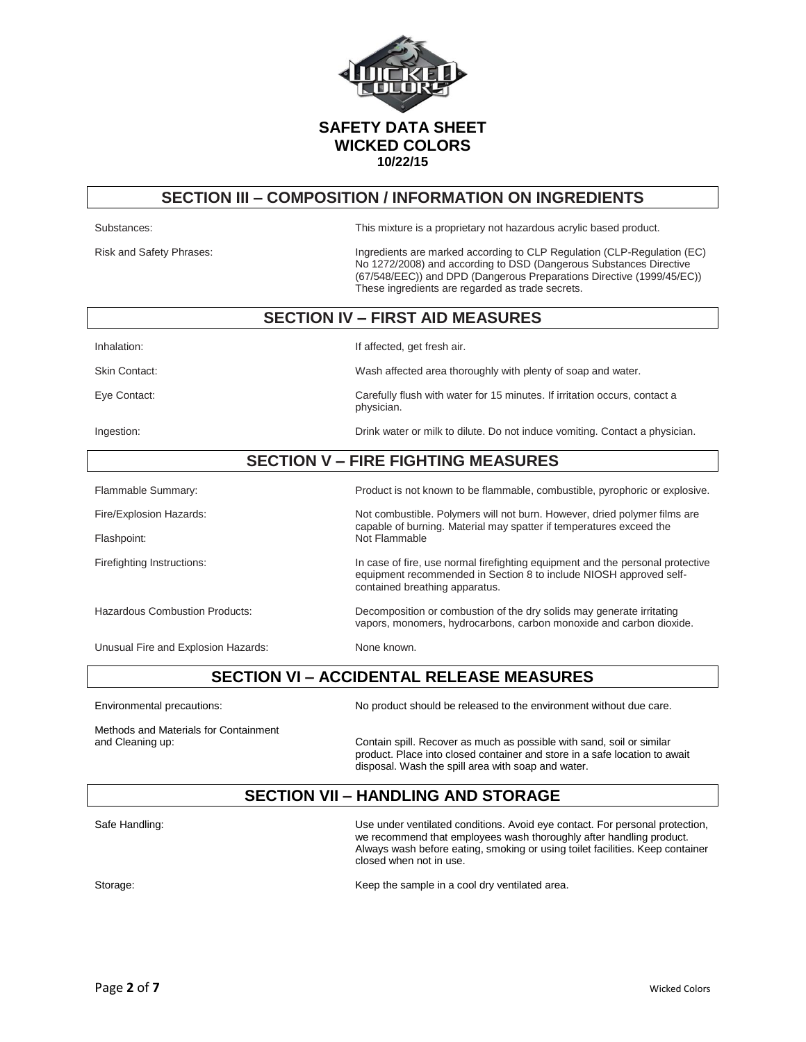**SAFETY DATA SHEET**
**WICKED COLORS**
**10/22/15**

## SECTION III – COMPOSITION / INFORMATION ON INGREDIENTS

| | |
|---|---|
| Substances: | This mixture is a proprietary not hazardous acrylic based product. |
| Risk and Safety Phrases: | Ingredients are marked according to CLP Regulation (CLP-Regulation (EC) No 1272/2008) and according to DSD (Dangerous Substances Directive (67/548/EEC)) and DPD (Dangerous Preparations Directive (1999/45/EC)) These ingredients are regarded as trade secrets. |

## SECTION IV – FIRST AID MEASURES

| | |
|---|---|
| Inhalation: | If affected, get fresh air. |
| Skin Contact: | Wash affected area thoroughly with plenty of soap and water. |
| Eye Contact: | Carefully flush with water for 15 minutes. If irritation occurs, contact a physician. |
| Ingestion: | Drink water or milk to dilute. Do not induce vomiting. Contact a physician. |

## SECTION V – FIRE FIGHTING MEASURES

| | |
|---|---|
| Flammable Summary: | Product is not known to be flammable, combustible, pyrophoric or explosive. |
| Fire/Explosion Hazards: | Not combustible. Polymers will not burn. However, dried polymer films are capable of burning. Material may spatter if temperatures exceed the |
| Flashpoint: | Not Flammable |
| Firefighting Instructions: | In case of fire, use normal firefighting equipment and the personal protective equipment recommended in Section 8 to include NIOSH approved self-contained breathing apparatus. |
| Hazardous Combustion Products: | Decomposition or combustion of the dry solids may generate irritating vapors, monomers, hydrocarbons, carbon monoxide and carbon dioxide. |
| Unusual Fire and Explosion Hazards: | None known. |

## SECTION VI – ACCIDENTAL RELEASE MEASURES

| | |
|---|---|
| Environmental precautions: | No product should be released to the environment without due care. |
| Methods and Materials for Containment and Cleaning up: | Contain spill. Recover as much as possible with sand, soil or similar product. Place into closed container and store in a safe location to await disposal. Wash the spill area with soap and water. |

## SECTION VII – HANDLING AND STORAGE

| | |
|---|---|
| Safe Handling: | Use under ventilated conditions. Avoid eye contact. For personal protection, we recommend that employees wash thoroughly after handling product. Always wash before eating, smoking or using toilet facilities. Keep container closed when not in use. |
| Storage: | Keep the sample in a cool dry ventilated area. |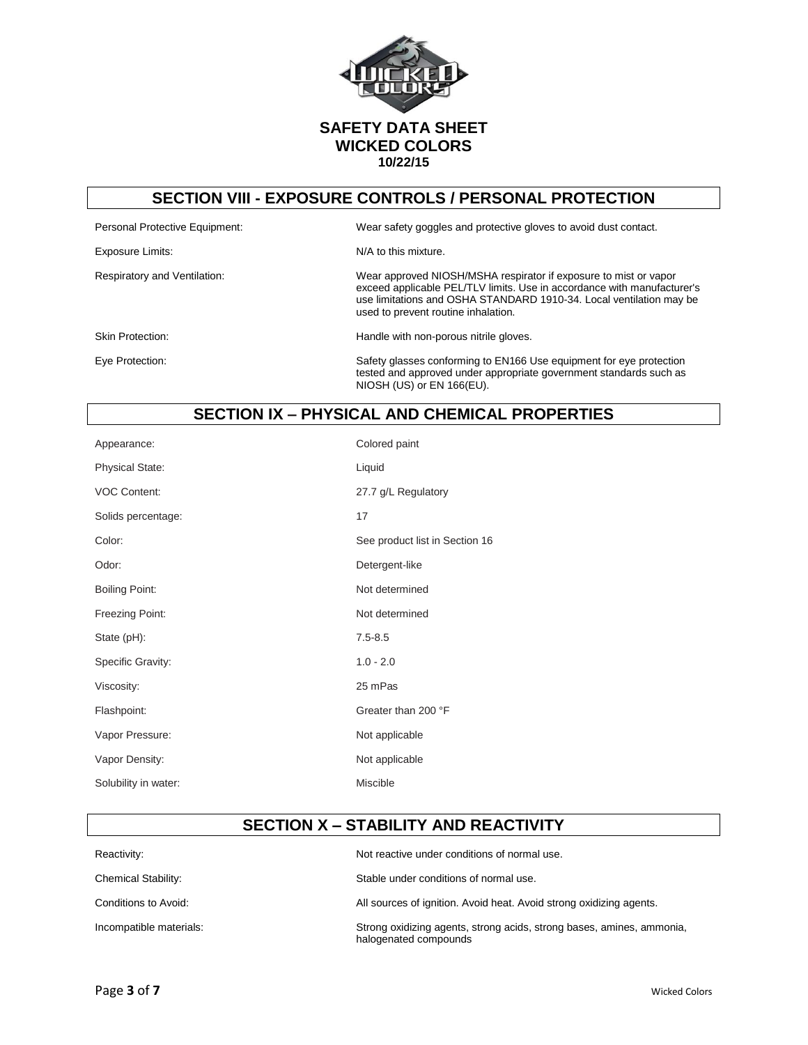**SAFETY DATA SHEET**
**WICKED COLORS**
**10/22/15**

## SECTION VIII - EXPOSURE CONTROLS / PERSONAL PROTECTION

| | |
|---|---|
| Personal Protective Equipment: | Wear safety goggles and protective gloves to avoid dust contact. |
| Exposure Limits: | N/A to this mixture. |
| Respiratory and Ventilation: | Wear approved NIOSH/MSHA respirator if exposure to mist or vapor exceed applicable PEL/TLV limits. Use in accordance with manufacturer's use limitations and OSHA STANDARD 1910-34. Local ventilation may be used to prevent routine inhalation. |
| Skin Protection: | Handle with non-porous nitrile gloves. |
| Eye Protection: | Safety glasses conforming to EN166 Use equipment for eye protection tested and approved under appropriate government standards such as NIOSH (US) or EN 166(EU). |

## SECTION IX – PHYSICAL AND CHEMICAL PROPERTIES

| | |
|---|---|
| Appearance: | Colored paint |
| Physical State: | Liquid |
| VOC Content: | 27.7 g/L Regulatory |
| Solids percentage: | 17 |
| Color: | See product list in Section 16 |
| Odor: | Detergent-like |
| Boiling Point: | Not determined |
| Freezing Point: | Not determined |
| State (pH): | 7.5-8.5 |
| Specific Gravity: | 1.0 - 2.0 |
| Viscosity: | 25 mPas |
| Flashpoint: | Greater than 200 °F |
| Vapor Pressure: | Not applicable |
| Vapor Density: | Not applicable |
| Solubility in water: | Miscible |

## SECTION X – STABILITY AND REACTIVITY

| | |
|---|---|
| Reactivity: | Not reactive under conditions of normal use. |
| Chemical Stability: | Stable under conditions of normal use. |
| Conditions to Avoid: | All sources of ignition. Avoid heat. Avoid strong oxidizing agents. |
| Incompatible materials: | Strong oxidizing agents, strong acids, strong bases, amines, ammonia, halogenated compounds |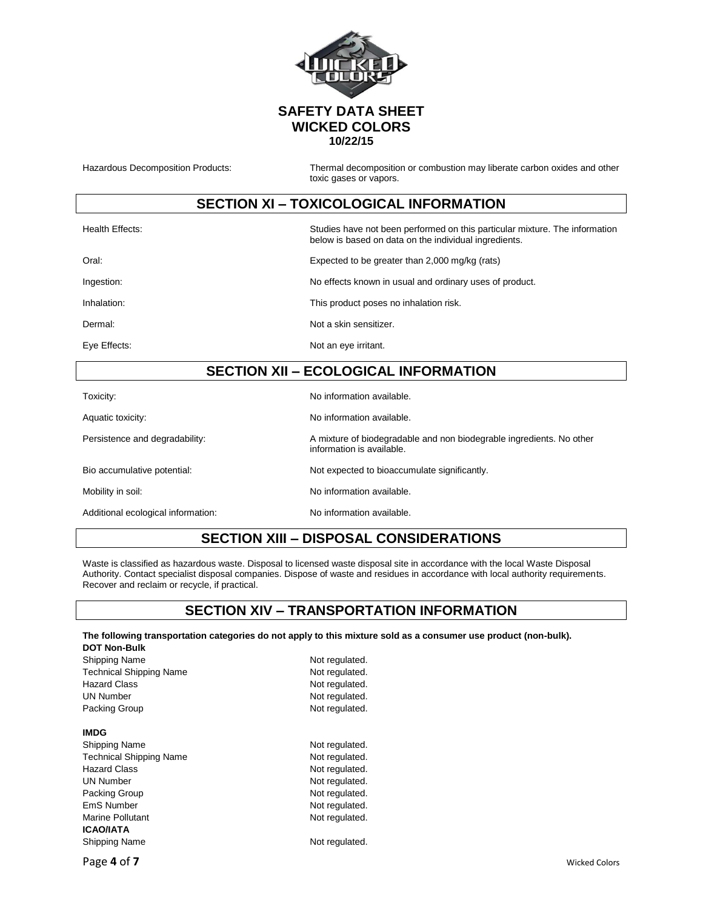Hazardous Decomposition Products: Thermal decomposition or combustion may liberate carbon oxides and other toxic gases or vapors.

## SECTION XI – TOXICOLOGICAL INFORMATION

| | |
|---|---|
| Health Effects: | Studies have not been performed on this particular mixture. The information below is based on data on the individual ingredients. |
| Oral: | Expected to be greater than 2,000 mg/kg (rats) |
| Ingestion: | No effects known in usual and ordinary uses of product. |
| Inhalation: | This product poses no inhalation risk. |
| Dermal: | Not a skin sensitizer. |
| Eye Effects: | Not an eye irritant. |

## SECTION XII – ECOLOGICAL INFORMATION

| | |
|---|---|
| Toxicity: | No information available. |
| Aquatic toxicity: | No information available. |
| Persistence and degradability: | A mixture of biodegradable and non biodegrable ingredients. No other information is available. |
| Bio accumulative potential: | Not expected to bioaccumulate significantly. |
| Mobility in soil: | No information available. |
| Additional ecological information: | No information available. |

## SECTION XIII – DISPOSAL CONSIDERATIONS

Waste is classified as hazardous waste. Disposal to licensed waste disposal site in accordance with the local Waste Disposal Authority. Contact specialist disposal companies. Dispose of waste and residues in accordance with local authority requirements. Recover and reclaim or recycle, if practical.

## SECTION XIV – TRANSPORTATION INFORMATION

**The following transportation categories do not apply to this mixture sold as a consumer use product (non-bulk).**

**DOT Non-Bulk**

| | |
|---|---|
| Shipping Name | Not regulated. |
| Technical Shipping Name | Not regulated. |
| Hazard Class | Not regulated. |
| UN Number | Not regulated. |
| Packing Group | Not regulated. |

**IMDG**

| | |
|---|---|
| Shipping Name | Not regulated. |
| Technical Shipping Name | Not regulated. |
| Hazard Class | Not regulated. |
| UN Number | Not regulated. |
| Packing Group | Not regulated. |
| EmS Number | Not regulated. |
| Marine Pollutant | Not regulated. |

**ICAO/IATA**

| | |
|---|---|
| Shipping Name | Not regulated. |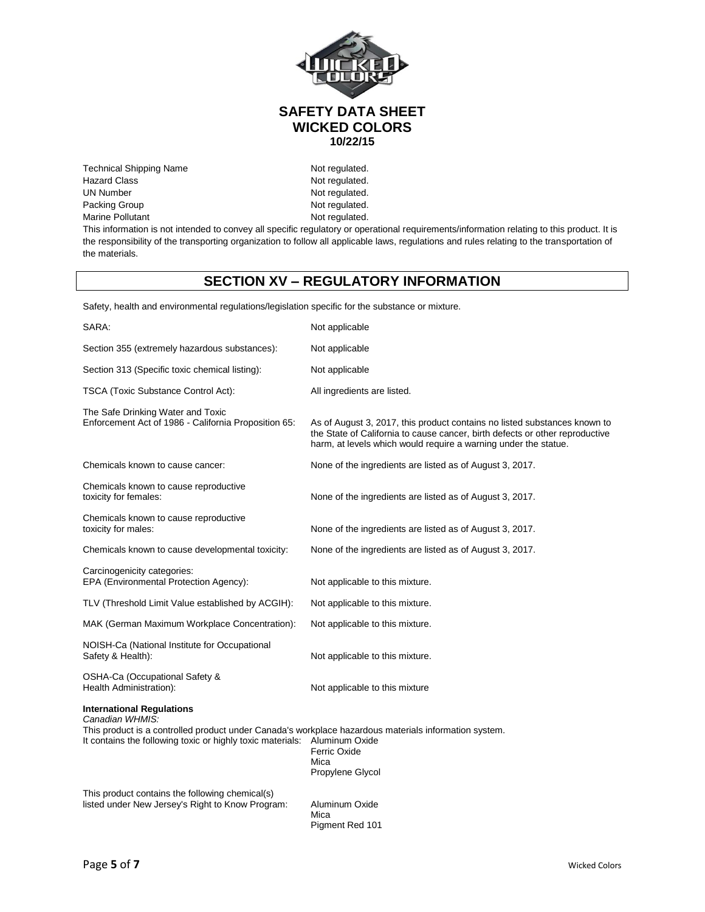# SAFETY DATA SHEET
# WICKED COLORS
**10/22/15**

| | |
|---|---|
| Technical Shipping Name | Not regulated. |
| Hazard Class | Not regulated. |
| UN Number | Not regulated. |
| Packing Group | Not regulated. |
| Marine Pollutant | Not regulated. |

This information is not intended to convey all specific regulatory or operational requirements/information relating to this product. It is the responsibility of the transporting organization to follow all applicable laws, regulations and rules relating to the transportation of the materials.

## SECTION XV – REGULATORY INFORMATION

Safety, health and environmental regulations/legislation specific for the substance or mixture.

| | |
|---|---|
| SARA: | Not applicable |
| Section 355 (extremely hazardous substances): | Not applicable |
| Section 313 (Specific toxic chemical listing): | Not applicable |
| TSCA (Toxic Substance Control Act): | All ingredients are listed. |
| The Safe Drinking Water and Toxic Enforcement Act of 1986 - California Proposition 65: | As of August 3, 2017, this product contains no listed substances known to the State of California to cause cancer, birth defects or other reproductive harm, at levels which would require a warning under the statue. |
| Chemicals known to cause cancer: | None of the ingredients are listed as of August 3, 2017. |
| Chemicals known to cause reproductive toxicity for females: | None of the ingredients are listed as of August 3, 2017. |
| Chemicals known to cause reproductive toxicity for males: | None of the ingredients are listed as of August 3, 2017. |
| Chemicals known to cause developmental toxicity: | None of the ingredients are listed as of August 3, 2017. |
| Carcinogenicity categories: EPA (Environmental Protection Agency): | Not applicable to this mixture. |
| TLV (Threshold Limit Value established by ACGIH): | Not applicable to this mixture. |
| MAK (German Maximum Workplace Concentration): | Not applicable to this mixture. |
| NOISH-Ca (National Institute for Occupational Safety & Health): | Not applicable to this mixture. |
| OSHA-Ca (Occupational Safety & Health Administration): | Not applicable to this mixture |

**International Regulations**

*Canadian WHMIS:*

This product is a controlled product under Canada's workplace hazardous materials information system.

It contains the following toxic or highly toxic materials:
- Aluminum Oxide
- Ferric Oxide
- Mica
- Propylene Glycol

This product contains the following chemical(s) listed under New Jersey's Right to Know Program:
- Aluminum Oxide
- Mica
- Pigment Red 101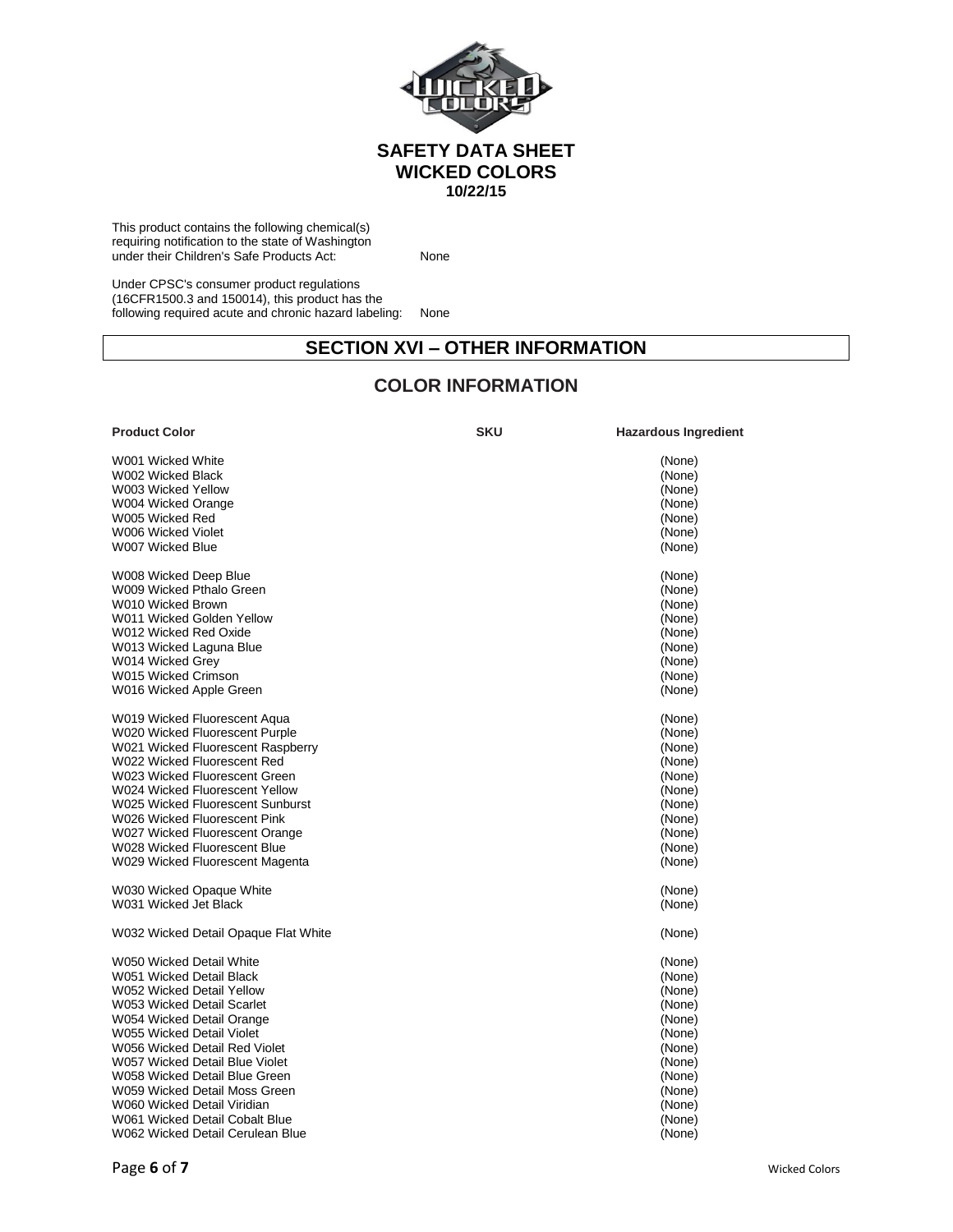**SAFETY DATA SHEET**
**WICKED COLORS**
**10/22/15**

This product contains the following chemical(s) requiring notification to the state of Washington under their Children's Safe Products Act: None

Under CPSC's consumer product regulations (16CFR1500.3 and 150014), this product has the following required acute and chronic hazard labeling: None

## SECTION XVI – OTHER INFORMATION

### COLOR INFORMATION

| Product Color | SKU | Hazardous Ingredient |
|---|---|---|
| W001 Wicked White | | (None) |
| W002 Wicked Black | | (None) |
| W003 Wicked Yellow | | (None) |
| W004 Wicked Orange | | (None) |
| W005 Wicked Red | | (None) |
| W006 Wicked Violet | | (None) |
| W007 Wicked Blue | | (None) |
| W008 Wicked Deep Blue | | (None) |
| W009 Wicked Pthalo Green | | (None) |
| W010 Wicked Brown | | (None) |
| W011 Wicked Golden Yellow | | (None) |
| W012 Wicked Red Oxide | | (None) |
| W013 Wicked Laguna Blue | | (None) |
| W014 Wicked Grey | | (None) |
| W015 Wicked Crimson | | (None) |
| W016 Wicked Apple Green | | (None) |
| W019 Wicked Fluorescent Aqua | | (None) |
| W020 Wicked Fluorescent Purple | | (None) |
| W021 Wicked Fluorescent Raspberry | | (None) |
| W022 Wicked Fluorescent Red | | (None) |
| W023 Wicked Fluorescent Green | | (None) |
| W024 Wicked Fluorescent Yellow | | (None) |
| W025 Wicked Fluorescent Sunburst | | (None) |
| W026 Wicked Fluorescent Pink | | (None) |
| W027 Wicked Fluorescent Orange | | (None) |
| W028 Wicked Fluorescent Blue | | (None) |
| W029 Wicked Fluorescent Magenta | | (None) |
| W030 Wicked Opaque White | | (None) |
| W031 Wicked Jet Black | | (None) |
| W032 Wicked Detail Opaque Flat White | | (None) |
| W050 Wicked Detail White | | (None) |
| W051 Wicked Detail Black | | (None) |
| W052 Wicked Detail Yellow | | (None) |
| W053 Wicked Detail Scarlet | | (None) |
| W054 Wicked Detail Orange | | (None) |
| W055 Wicked Detail Violet | | (None) |
| W056 Wicked Detail Red Violet | | (None) |
| W057 Wicked Detail Blue Violet | | (None) |
| W058 Wicked Detail Blue Green | | (None) |
| W059 Wicked Detail Moss Green | | (None) |
| W060 Wicked Detail Viridian | | (None) |
| W061 Wicked Detail Cobalt Blue | | (None) |
| W062 Wicked Detail Cerulean Blue | | (None) |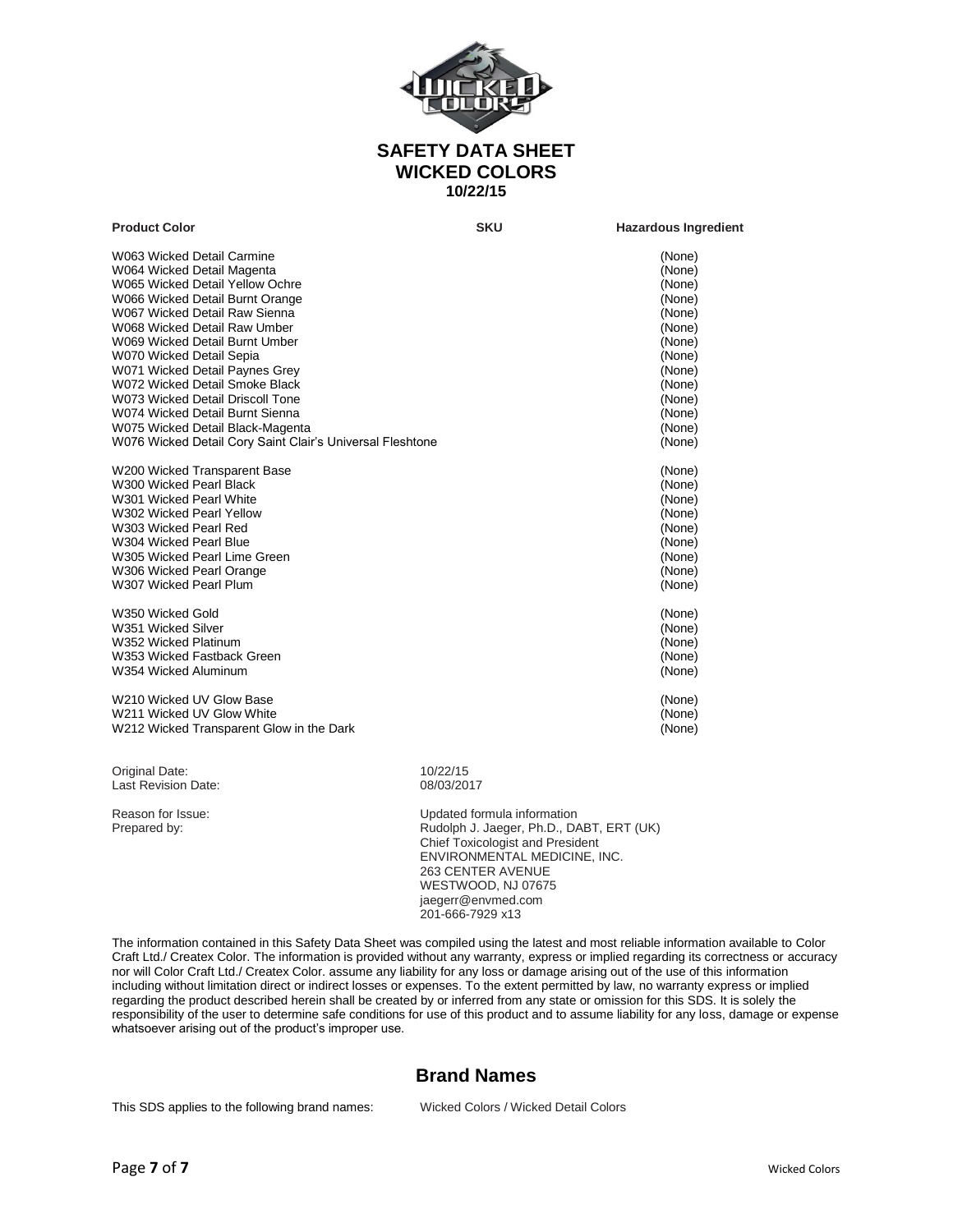# SAFETY DATA SHEET
# WICKED COLORS
**10/22/15**

| Product Color | SKU | Hazardous Ingredient |
|---|---|---|
| W063 Wicked Detail Carmine | | (None) |
| W064 Wicked Detail Magenta | | (None) |
| W065 Wicked Detail Yellow Ochre | | (None) |
| W066 Wicked Detail Burnt Orange | | (None) |
| W067 Wicked Detail Raw Sienna | | (None) |
| W068 Wicked Detail Raw Umber | | (None) |
| W069 Wicked Detail Burnt Umber | | (None) |
| W070 Wicked Detail Sepia | | (None) |
| W071 Wicked Detail Paynes Grey | | (None) |
| W072 Wicked Detail Smoke Black | | (None) |
| W073 Wicked Detail Driscoll Tone | | (None) |
| W074 Wicked Detail Burnt Sienna | | (None) |
| W075 Wicked Detail Black-Magenta | | (None) |
| W076 Wicked Detail Cory Saint Clair's Universal Fleshtone | | (None) |
| W200 Wicked Transparent Base | | (None) |
| W300 Wicked Pearl Black | | (None) |
| W301 Wicked Pearl White | | (None) |
| W302 Wicked Pearl Yellow | | (None) |
| W303 Wicked Pearl Red | | (None) |
| W304 Wicked Pearl Blue | | (None) |
| W305 Wicked Pearl Lime Green | | (None) |
| W306 Wicked Pearl Orange | | (None) |
| W307 Wicked Pearl Plum | | (None) |
| W350 Wicked Gold | | (None) |
| W351 Wicked Silver | | (None) |
| W352 Wicked Platinum | | (None) |
| W353 Wicked Fastback Green | | (None) |
| W354 Wicked Aluminum | | (None) |
| W210 Wicked UV Glow Base | | (None) |
| W211 Wicked UV Glow White | | (None) |
| W212 Wicked Transparent Glow in the Dark | | (None) |

| | |
|---|---|
| Original Date: | 10/22/15 |
| Last Revision Date: | 08/03/2017 |
| Reason for Issue: | Updated formula information |
| Prepared by: | Rudolph J. Jaeger, Ph.D., DABT, ERT (UK)<br>Chief Toxicologist and President<br>ENVIRONMENTAL MEDICINE, INC.<br>263 CENTER AVENUE<br>WESTWOOD, NJ 07675<br>jaegerr@envmed.com<br>201-666-7929 x13 |

The information contained in this Safety Data Sheet was compiled using the latest and most reliable information available to Color Craft Ltd./ Createx Color. The information is provided without any warranty, express or implied regarding its correctness or accuracy nor will Color Craft Ltd./ Createx Color. assume any liability for any loss or damage arising out of the use of this information including without limitation direct or indirect losses or expenses. To the extent permitted by law, no warranty express or implied regarding the product described herein shall be created by or inferred from any state or omission for this SDS. It is solely the responsibility of the user to determine safe conditions for use of this product and to assume liability for any loss, damage or expense whatsoever arising out of the product's improper use.

## Brand Names

This SDS applies to the following brand names: Wicked Colors / Wicked Detail Colors